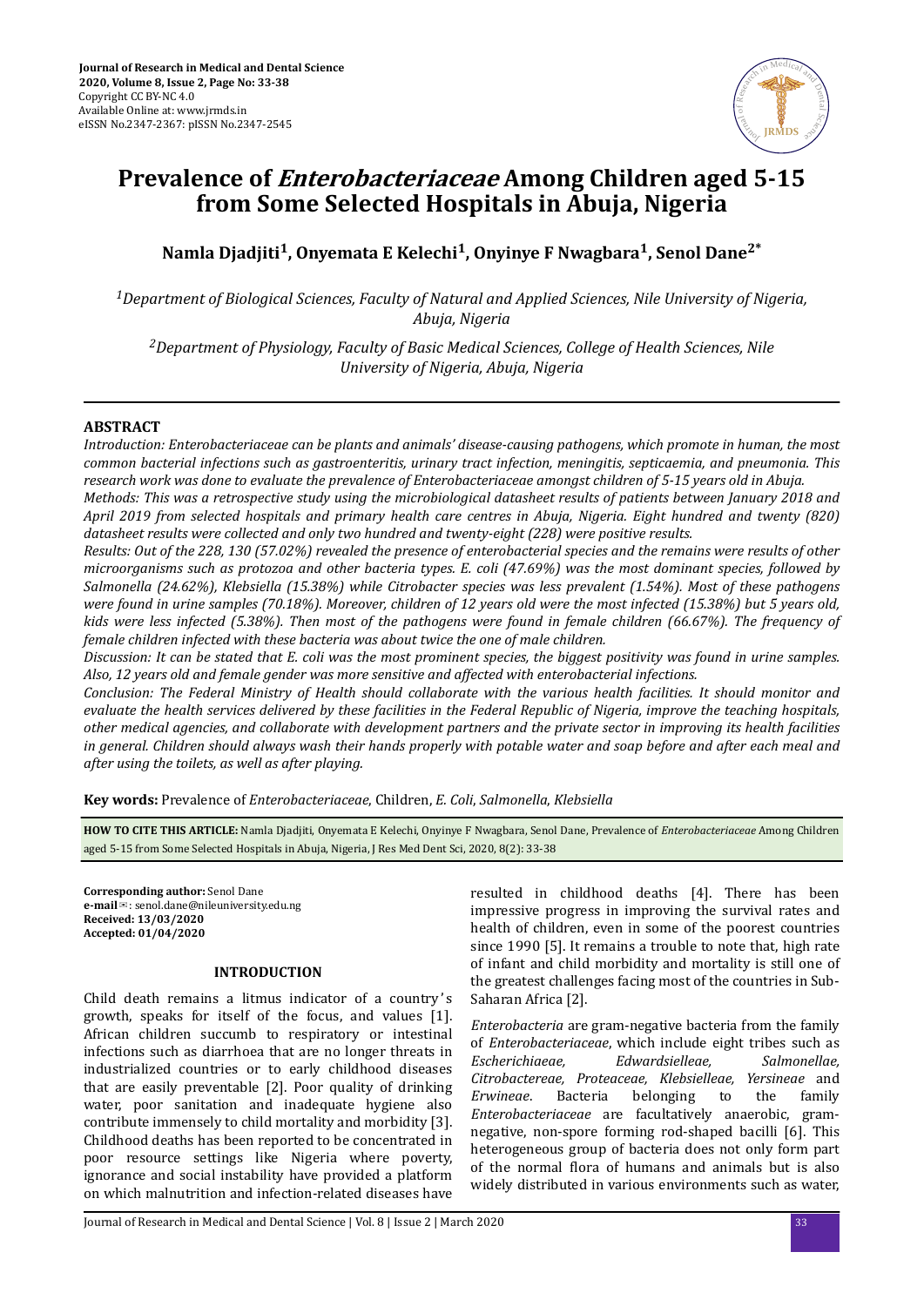Journal of Research in Medical and Dental Science
2020, Volume 8, Issue 2, Page No: 33-38
Copyright CC BY-NC 4.0
Available Online at: www.jrmds.in
eISSN No.2347-2367: pISSN No.2347-2545

# Prevalence of *Enterobacteriaceae* Among Children aged 5-15 from Some Selected Hospitals in Abuja, Nigeria

**Namla Djadjiti[1], Onyemata E Kelechi[1], Onyinye F Nwagbara[1], Senol Dane[2*]**

*[1]Department of Biological Sciences, Faculty of Natural and Applied Sciences, Nile University of Nigeria, Abuja, Nigeria*

*[2]Department of Physiology, Faculty of Basic Medical Sciences, College of Health Sciences, Nile University of Nigeria, Abuja, Nigeria*

## ABSTRACT

*Introduction: Enterobacteriaceae can be plants and animals' disease-causing pathogens, which promote in human, the most common bacterial infections such as gastroenteritis, urinary tract infection, meningitis, septicaemia, and pneumonia. This research work was done to evaluate the prevalence of Enterobacteriaceae amongst children of 5-15 years old in Abuja.*

*Methods: This was a retrospective study using the microbiological datasheet results of patients between January 2018 and April 2019 from selected hospitals and primary health care centres in Abuja, Nigeria. Eight hundred and twenty (820) datasheet results were collected and only two hundred and twenty-eight (228) were positive results.*

*Results: Out of the 228, 130 (57.02%) revealed the presence of enterobacterial species and the remains were results of other microorganisms such as protozoa and other bacteria types. E. coli (47.69%) was the most dominant species, followed by Salmonella (24.62%), Klebsiella (15.38%) while Citrobacter species was less prevalent (1.54%). Most of these pathogens were found in urine samples (70.18%). Moreover, children of 12 years old were the most infected (15.38%) but 5 years old, kids were less infected (5.38%). Then most of the pathogens were found in female children (66.67%). The frequency of female children infected with these bacteria was about twice the one of male children.*

*Discussion: It can be stated that E. coli was the most prominent species, the biggest positivity was found in urine samples. Also, 12 years old and female gender was more sensitive and affected with enterobacterial infections.*

*Conclusion: The Federal Ministry of Health should collaborate with the various health facilities. It should monitor and evaluate the health services delivered by these facilities in the Federal Republic of Nigeria, improve the teaching hospitals, other medical agencies, and collaborate with development partners and the private sector in improving its health facilities in general. Children should always wash their hands properly with potable water and soap before and after each meal and after using the toilets, as well as after playing.*

**Key words:** Prevalence of *Enterobacteriaceae*, Children, *E. Coli*, *Salmonella*, *Klebsiella*

**HOW TO CITE THIS ARTICLE:** Namla Djadjiti, Onyemata E Kelechi, Onyinye F Nwagbara, Senol Dane, Prevalence of *Enterobacteriaceae* Among Children aged 5-15 from Some Selected Hospitals in Abuja, Nigeria, J Res Med Dent Sci, 2020, 8(2): 33-38

**Corresponding author:** Senol Dane
**e-mail**✉: senol.dane@nileuniversity.edu.ng
**Received: 13/03/2020**
**Accepted: 01/04/2020**

## INTRODUCTION

Child death remains a litmus indicator of a country's growth, speaks for itself of the focus, and values [1]. African children succumb to respiratory or intestinal infections such as diarrhoea that are no longer threats in industrialized countries or to early childhood diseases that are easily preventable [2]. Poor quality of drinking water, poor sanitation and inadequate hygiene also contribute immensely to child mortality and morbidity [3]. Childhood deaths has been reported to be concentrated in poor resource settings like Nigeria where poverty, ignorance and social instability have provided a platform on which malnutrition and infection-related diseases have resulted in childhood deaths [4]. There has been impressive progress in improving the survival rates and health of children, even in some of the poorest countries since 1990 [5]. It remains a trouble to note that, high rate of infant and child morbidity and mortality is still one of the greatest challenges facing most of the countries in Sub-Saharan Africa [2].

*Enterobacteria* are gram-negative bacteria from the family of *Enterobacteriaceae*, which include eight tribes such as *Escherichiaeae*, *Edwardsielleae*, *Salmonellae*, *Citrobactereae*, *Proteaceae*, *Klebsielleae*, *Yersineae* and *Erwineae*. Bacteria belonging to the family *Enterobacteriaceae* are facultatively anaerobic, gram-negative, non-spore forming rod-shaped bacilli [6]. This heterogeneous group of bacteria does not only form part of the normal flora of humans and animals but is also widely distributed in various environments such as water,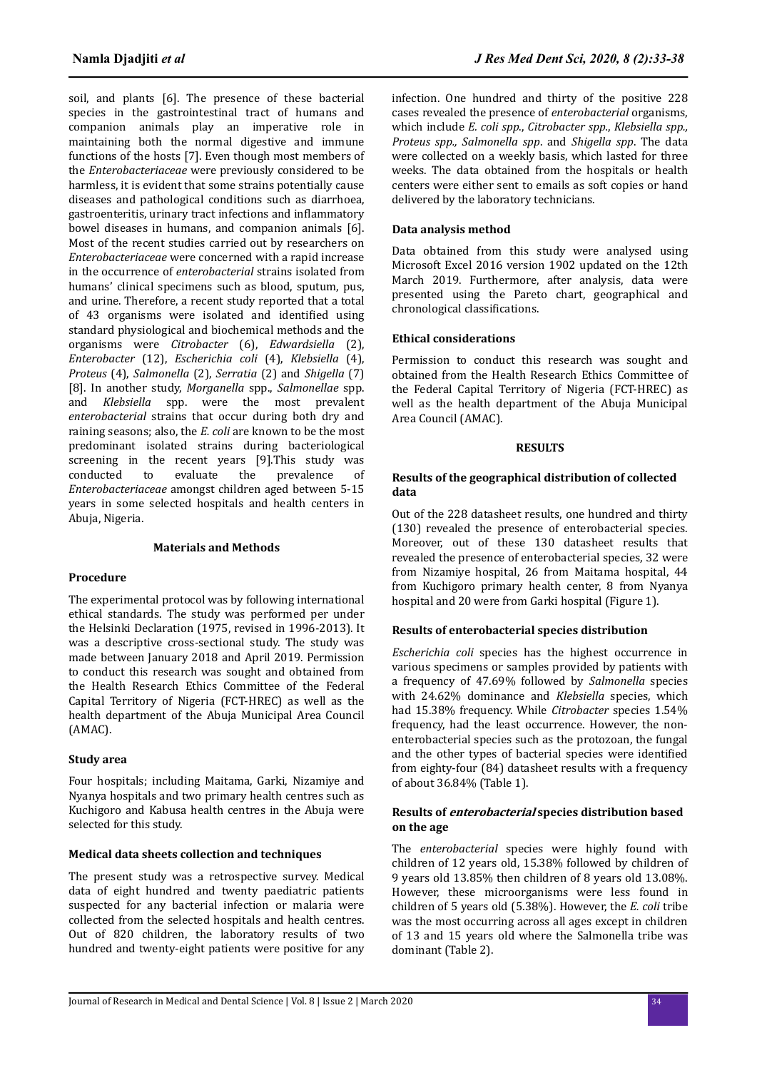soil, and plants [6]. The presence of these bacterial species in the gastrointestinal tract of humans and companion animals play an imperative role in maintaining both the normal digestive and immune functions of the hosts [7]. Even though most members of the *Enterobacteriaceae* were previously considered to be harmless, it is evident that some strains potentially cause diseases and pathological conditions such as diarrhoea, gastroenteritis, urinary tract infections and inflammatory bowel diseases in humans, and companion animals [6]. Most of the recent studies carried out by researchers on *Enterobacteriaceae* were concerned with a rapid increase in the occurrence of *enterobacterial* strains isolated from humans' clinical specimens such as blood, sputum, pus, and urine. Therefore, a recent study reported that a total of 43 organisms were isolated and identified using standard physiological and biochemical methods and the organisms were *Citrobacter* (6), *Edwardsiella* (2), *Enterobacter* (12), *Escherichia coli* (4), *Klebsiella* (4), *Proteus* (4), *Salmonella* (2), *Serratia* (2) and *Shigella* (7) [8]. In another study, *Morganella* spp., *Salmonellae* spp. and *Klebsiella* spp. were the most prevalent *enterobacterial* strains that occur during both dry and raining seasons; also, the *E. coli* are known to be the most predominant isolated strains during bacteriological screening in the recent years [9].This study was conducted to evaluate the prevalence of *Enterobacteriaceae* amongst children aged between 5-15 years in some selected hospitals and health centers in Abuja, Nigeria.

## Materials and Methods

### Procedure

The experimental protocol was by following international ethical standards. The study was performed per under the Helsinki Declaration (1975, revised in 1996-2013). It was a descriptive cross-sectional study. The study was made between January 2018 and April 2019. Permission to conduct this research was sought and obtained from the Health Research Ethics Committee of the Federal Capital Territory of Nigeria (FCT-HREC) as well as the health department of the Abuja Municipal Area Council (AMAC).

### Study area

Four hospitals; including Maitama, Garki, Nizamiye and Nyanya hospitals and two primary health centres such as Kuchigoro and Kabusa health centres in the Abuja were selected for this study.

### Medical data sheets collection and techniques

The present study was a retrospective survey. Medical data of eight hundred and twenty paediatric patients suspected for any bacterial infection or malaria were collected from the selected hospitals and health centres. Out of 820 children, the laboratory results of two hundred and twenty-eight patients were positive for any infection. One hundred and thirty of the positive 228 cases revealed the presence of *enterobacterial* organisms, which include *E. coli spp.*, *Citrobacter spp.*, *Klebsiella spp., Proteus spp., Salmonella spp*. and *Shigella spp*. The data were collected on a weekly basis, which lasted for three weeks. The data obtained from the hospitals or health centers were either sent to emails as soft copies or hand delivered by the laboratory technicians.

### Data analysis method

Data obtained from this study were analysed using Microsoft Excel 2016 version 1902 updated on the 12th March 2019. Furthermore, after analysis, data were presented using the Pareto chart, geographical and chronological classifications.

### Ethical considerations

Permission to conduct this research was sought and obtained from the Health Research Ethics Committee of the Federal Capital Territory of Nigeria (FCT-HREC) as well as the health department of the Abuja Municipal Area Council (AMAC).

## RESULTS

### Results of the geographical distribution of collected data

Out of the 228 datasheet results, one hundred and thirty (130) revealed the presence of enterobacterial species. Moreover, out of these 130 datasheet results that revealed the presence of enterobacterial species, 32 were from Nizamiye hospital, 26 from Maitama hospital, 44 from Kuchigoro primary health center, 8 from Nyanya hospital and 20 were from Garki hospital (Figure 1).

### Results of enterobacterial species distribution

*Escherichia coli* species has the highest occurrence in various specimens or samples provided by patients with a frequency of 47.69% followed by *Salmonella* species with 24.62% dominance and *Klebsiella* species, which had 15.38% frequency. While *Citrobacter* species 1.54% frequency, had the least occurrence. However, the non-enterobacterial species such as the protozoan, the fungal and the other types of bacterial species were identified from eighty-four (84) datasheet results with a frequency of about 36.84% (Table 1).

### Results of *enterobacterial* species distribution based on the age

The *enterobacterial* species were highly found with children of 12 years old, 15.38% followed by children of 9 years old 13.85% then children of 8 years old 13.08%. However, these microorganisms were less found in children of 5 years old (5.38%). However, the *E. coli* tribe was the most occurring across all ages except in children of 13 and 15 years old where the Salmonella tribe was dominant (Table 2).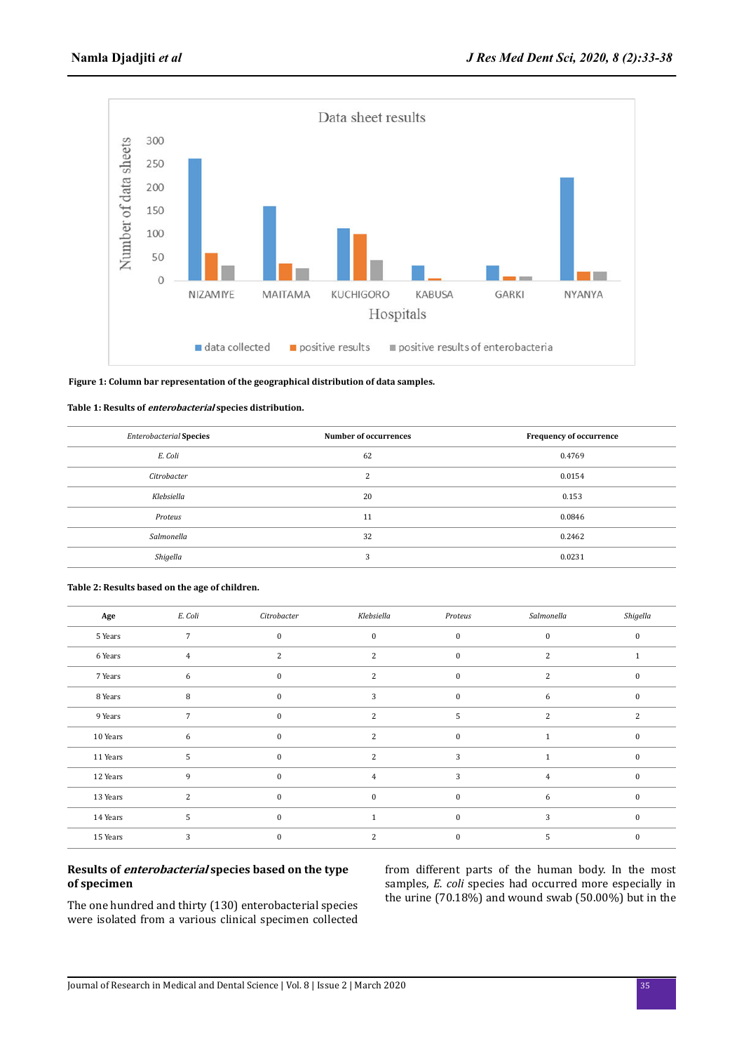Figure 1: Column bar representation of the geographical distribution of data samples.

**Table 1: Results of *enterobacterial* species distribution.**

| *Enterobacterial* Species | Number of occurrences | Frequency of occurrence |
|---|---|---|
| *E. Coli* | 62 | 0.4769 |
| *Citrobacter* | 2 | 0.0154 |
| *Klebsiella* | 20 | 0.153 |
| *Proteus* | 11 | 0.0846 |
| *Salmonella* | 32 | 0.2462 |
| *Shigella* | 3 | 0.0231 |

**Table 2: Results based on the age of children.**

| Age | *E. Coli* | *Citrobacter* | *Klebsiella* | *Proteus* | *Salmonella* | *Shigella* |
|---|---|---|---|---|---|---|
| 5 Years | 7 | 0 | 0 | 0 | 0 | 0 |
| 6 Years | 4 | 2 | 2 | 0 | 2 | 1 |
| 7 Years | 6 | 0 | 2 | 0 | 2 | 0 |
| 8 Years | 8 | 0 | 3 | 0 | 6 | 0 |
| 9 Years | 7 | 0 | 2 | 5 | 2 | 2 |
| 10 Years | 6 | 0 | 2 | 0 | 1 | 0 |
| 11 Years | 5 | 0 | 2 | 3 | 1 | 0 |
| 12 Years | 9 | 0 | 4 | 3 | 4 | 0 |
| 13 Years | 2 | 0 | 0 | 0 | 6 | 0 |
| 14 Years | 5 | 0 | 1 | 0 | 3 | 0 |
| 15 Years | 3 | 0 | 2 | 0 | 5 | 0 |

### Results of *enterobacterial* species based on the type of specimen

The one hundred and thirty (130) enterobacterial species were isolated from a various clinical specimen collected from different parts of the human body. In the most samples, *E. coli* species had occurred more especially in the urine (70.18%) and wound swab (50.00%) but in the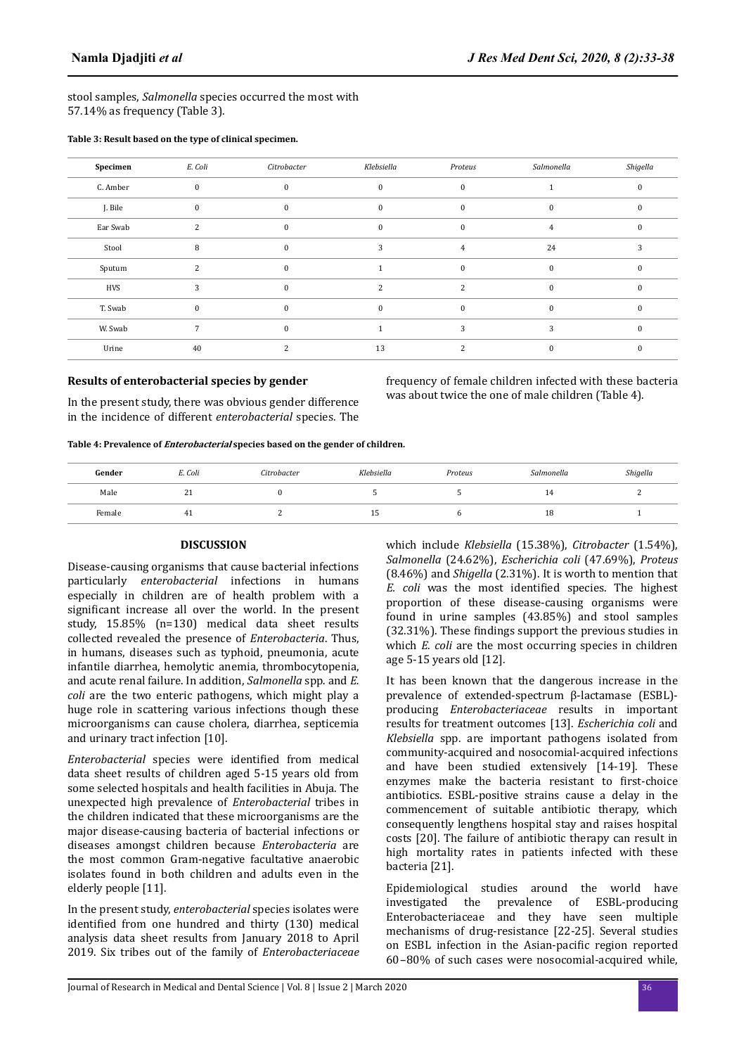stool samples, *Salmonella* species occurred the most with 57.14% as frequency (Table 3).

**Table 3: Result based on the type of clinical specimen.**

| Specimen | *E. Coli* | *Citrobacter* | *Klebsiella* | *Proteus* | *Salmonella* | *Shigella* |
|---|---|---|---|---|---|---|
| C. Amber | 0 | 0 | 0 | 0 | 1 | 0 |
| J. Bile | 0 | 0 | 0 | 0 | 0 | 0 |
| Ear Swab | 2 | 0 | 0 | 0 | 4 | 0 |
| Stool | 8 | 0 | 3 | 4 | 24 | 3 |
| Sputum | 2 | 0 | 1 | 0 | 0 | 0 |
| HVS | 3 | 0 | 2 | 2 | 0 | 0 |
| T. Swab | 0 | 0 | 0 | 0 | 0 | 0 |
| W. Swab | 7 | 0 | 1 | 3 | 3 | 0 |
| Urine | 40 | 2 | 13 | 2 | 0 | 0 |

### Results of enterobacterial species by gender

In the present study, there was obvious gender difference in the incidence of different *enterobacterial* species. The frequency of female children infected with these bacteria was about twice the one of male children (Table 4).

**Table 4: Prevalence of *Enterobacterial* species based on the gender of children.**

| Gender | *E. Coli* | *Citrobacter* | *Klebsiella* | *Proteus* | *Salmonella* | *Shigella* |
|---|---|---|---|---|---|---|
| Male | 21 | 0 | 5 | 5 | 14 | 2 |
| Female | 41 | 2 | 15 | 6 | 18 | 1 |

## DISCUSSION

Disease-causing organisms that cause bacterial infections particularly *enterobacterial* infections in humans especially in children are of health problem with a significant increase all over the world. In the present study, 15.85% (n=130) medical data sheet results collected revealed the presence of *Enterobacteria*. Thus, in humans, diseases such as typhoid, pneumonia, acute infantile diarrhea, hemolytic anemia, thrombocytopenia, and acute renal failure. In addition, *Salmonella* spp. and *E. coli* are the two enteric pathogens, which might play a huge role in scattering various infections though these microorganisms can cause cholera, diarrhea, septicemia and urinary tract infection [10].

*Enterobacterial* species were identified from medical data sheet results of children aged 5-15 years old from some selected hospitals and health facilities in Abuja. The unexpected high prevalence of *Enterobacterial* tribes in the children indicated that these microorganisms are the major disease-causing bacteria of bacterial infections or diseases amongst children because *Enterobacteria* are the most common Gram-negative facultative anaerobic isolates found in both children and adults even in the elderly people [11].

In the present study, *enterobacterial* species isolates were identified from one hundred and thirty (130) medical analysis data sheet results from January 2018 to April 2019. Six tribes out of the family of *Enterobacteriaceae* which include *Klebsiella* (15.38%), *Citrobacter* (1.54%), *Salmonella* (24.62%), *Escherichia coli* (47.69%), *Proteus* (8.46%) and *Shigella* (2.31%). It is worth to mention that *E. coli* was the most identified species. The highest proportion of these disease-causing organisms were found in urine samples (43.85%) and stool samples (32.31%). These findings support the previous studies in which *E. coli* are the most occurring species in children age 5-15 years old [12].

It has been known that the dangerous increase in the prevalence of extended-spectrum β-lactamase (ESBL)-producing *Enterobacteriaceae* results in important results for treatment outcomes [13]. *Escherichia coli* and *Klebsiella* spp. are important pathogens isolated from community-acquired and nosocomial-acquired infections and have been studied extensively [14-19]. These enzymes make the bacteria resistant to first-choice antibiotics. ESBL-positive strains cause a delay in the commencement of suitable antibiotic therapy, which consequently lengthens hospital stay and raises hospital costs [20]. The failure of antibiotic therapy can result in high mortality rates in patients infected with these bacteria [21].

Epidemiological studies around the world have investigated the prevalence of ESBL-producing Enterobacteriaceae and they have seen multiple mechanisms of drug-resistance [22-25]. Several studies on ESBL infection in the Asian-pacific region reported 60–80% of such cases were nosocomial-acquired while,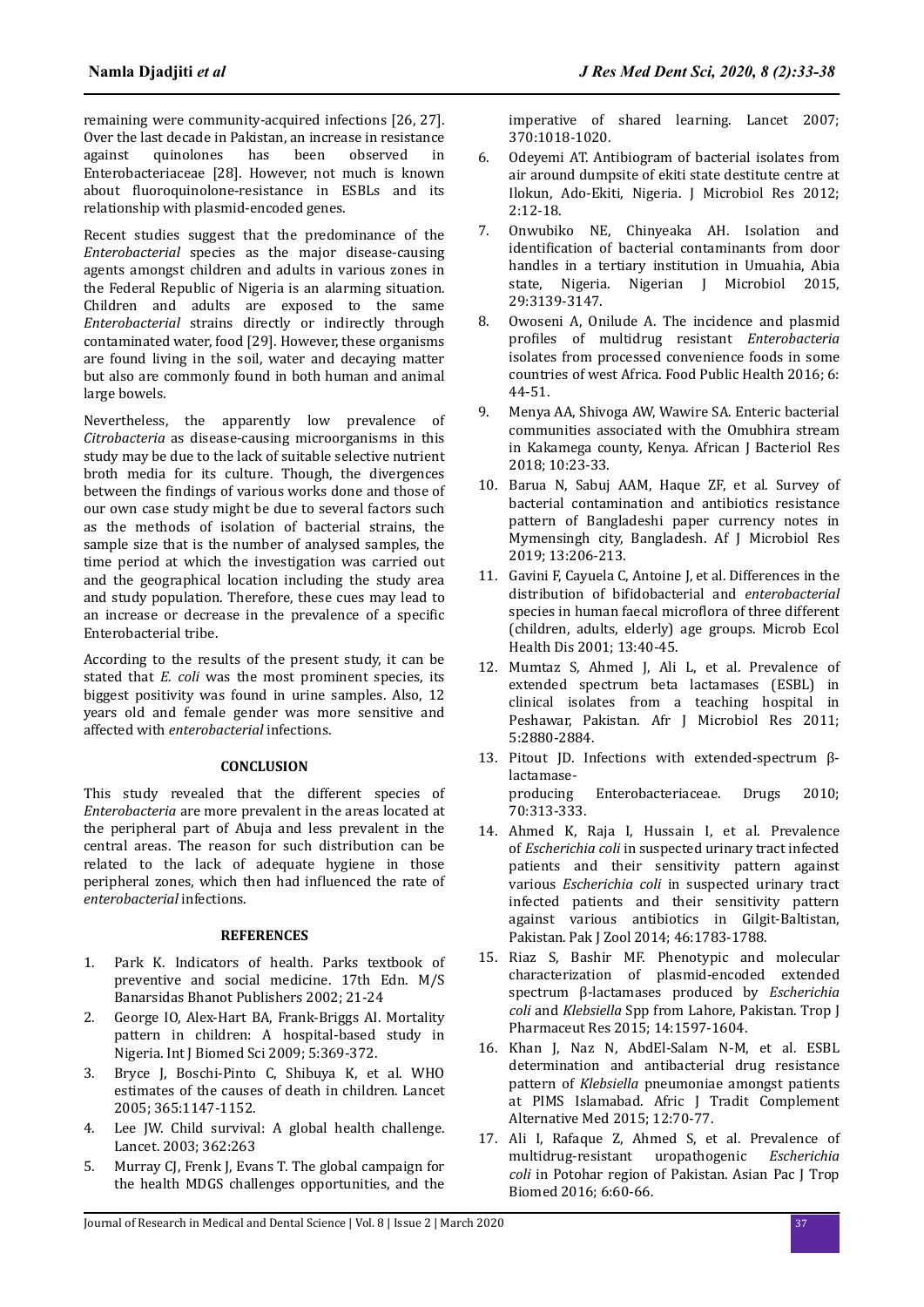remaining were community-acquired infections [26, 27]. Over the last decade in Pakistan, an increase in resistance against quinolones has been observed in Enterobacteriaceae [28]. However, not much is known about fluoroquinolone-resistance in ESBLs and its relationship with plasmid-encoded genes.

Recent studies suggest that the predominance of the *Enterobacterial* species as the major disease-causing agents amongst children and adults in various zones in the Federal Republic of Nigeria is an alarming situation. Children and adults are exposed to the same *Enterobacterial* strains directly or indirectly through contaminated water, food [29]. However, these organisms are found living in the soil, water and decaying matter but also are commonly found in both human and animal large bowels.

Nevertheless, the apparently low prevalence of *Citrobacteria* as disease-causing microorganisms in this study may be due to the lack of suitable selective nutrient broth media for its culture. Though, the divergences between the findings of various works done and those of our own case study might be due to several factors such as the methods of isolation of bacterial strains, the sample size that is the number of analysed samples, the time period at which the investigation was carried out and the geographical location including the study area and study population. Therefore, these cues may lead to an increase or decrease in the prevalence of a specific Enterobacterial tribe.

According to the results of the present study, it can be stated that *E. coli* was the most prominent species, its biggest positivity was found in urine samples. Also, 12 years old and female gender was more sensitive and affected with *enterobacterial* infections.

## CONCLUSION

This study revealed that the different species of *Enterobacteria* are more prevalent in the areas located at the peripheral part of Abuja and less prevalent in the central areas. The reason for such distribution can be related to the lack of adequate hygiene in those peripheral zones, which then had influenced the rate of *enterobacterial* infections.

## REFERENCES

1. Park K. Indicators of health. Parks textbook of preventive and social medicine. 17th Edn. M/S Banarsidas Bhanot Publishers 2002; 21-24
2. George IO, Alex-Hart BA, Frank-Briggs AI. Mortality pattern in children: A hospital-based study in Nigeria. Int J Biomed Sci 2009; 5:369-372.
3. Bryce J, Boschi-Pinto C, Shibuya K, et al. WHO estimates of the causes of death in children. Lancet 2005; 365:1147-1152.
4. Lee JW. Child survival: A global health challenge. Lancet. 2003; 362:263
5. Murray CJ, Frenk J, Evans T. The global campaign for the health MDGS challenges opportunities, and the imperative of shared learning. Lancet 2007; 370:1018-1020.
6. Odeyemi AT. Antibiogram of bacterial isolates from air around dumpsite of ekiti state destitute centre at Ilokun, Ado-Ekiti, Nigeria. J Microbiol Res 2012; 2:12-18.
7. Onwubiko NE, Chinyeaka AH. Isolation and identification of bacterial contaminants from door handles in a tertiary institution in Umuahia, Abia state, Nigeria. Nigerian J Microbiol 2015, 29:3139-3147.
8. Owoseni A, Onilude A. The incidence and plasmid profiles of multidrug resistant *Enterobacteria* isolates from processed convenience foods in some countries of west Africa. Food Public Health 2016; 6: 44-51.
9. Menya AA, Shivoga AW, Wawire SA. Enteric bacterial communities associated with the Omubhira stream in Kakamega county, Kenya. African J Bacteriol Res 2018; 10:23-33.
10. Barua N, Sabuj AAM, Haque ZF, et al. Survey of bacterial contamination and antibiotics resistance pattern of Bangladeshi paper currency notes in Mymensingh city, Bangladesh. Af J Microbiol Res 2019; 13:206-213.
11. Gavini F, Cayuela C, Antoine J, et al. Differences in the distribution of bifidobacterial and *enterobacterial* species in human faecal microflora of three different (children, adults, elderly) age groups. Microb Ecol Health Dis 2001; 13:40-45.
12. Mumtaz S, Ahmed J, Ali L, et al. Prevalence of extended spectrum beta lactamases (ESBL) in clinical isolates from a teaching hospital in Peshawar, Pakistan. Afr J Microbiol Res 2011; 5:2880-2884.
13. Pitout JD. Infections with extended-spectrum β-lactamase-producing Enterobacteriaceae. Drugs 2010; 70:313-333.
14. Ahmed K, Raja I, Hussain I, et al. Prevalence of *Escherichia coli* in suspected urinary tract infected patients and their sensitivity pattern against various *Escherichia coli* in suspected urinary tract infected patients and their sensitivity pattern against various antibiotics in Gilgit-Baltistan, Pakistan. Pak J Zool 2014; 46:1783-1788.
15. Riaz S, Bashir MF. Phenotypic and molecular characterization of plasmid-encoded extended spectrum β-lactamases produced by *Escherichia coli* and *Klebsiella* Spp from Lahore, Pakistan. Trop J Pharmaceut Res 2015; 14:1597-1604.
16. Khan J, Naz N, AbdEl-Salam N-M, et al. ESBL determination and antibacterial drug resistance pattern of *Klebsiella* pneumoniae amongst patients at PIMS Islamabad. Afric J Tradit Complement Alternative Med 2015; 12:70-77.
17. Ali I, Rafaque Z, Ahmed S, et al. Prevalence of multidrug-resistant uropathogenic *Escherichia coli* in Potohar region of Pakistan. Asian Pac J Trop Biomed 2016; 6:60-66.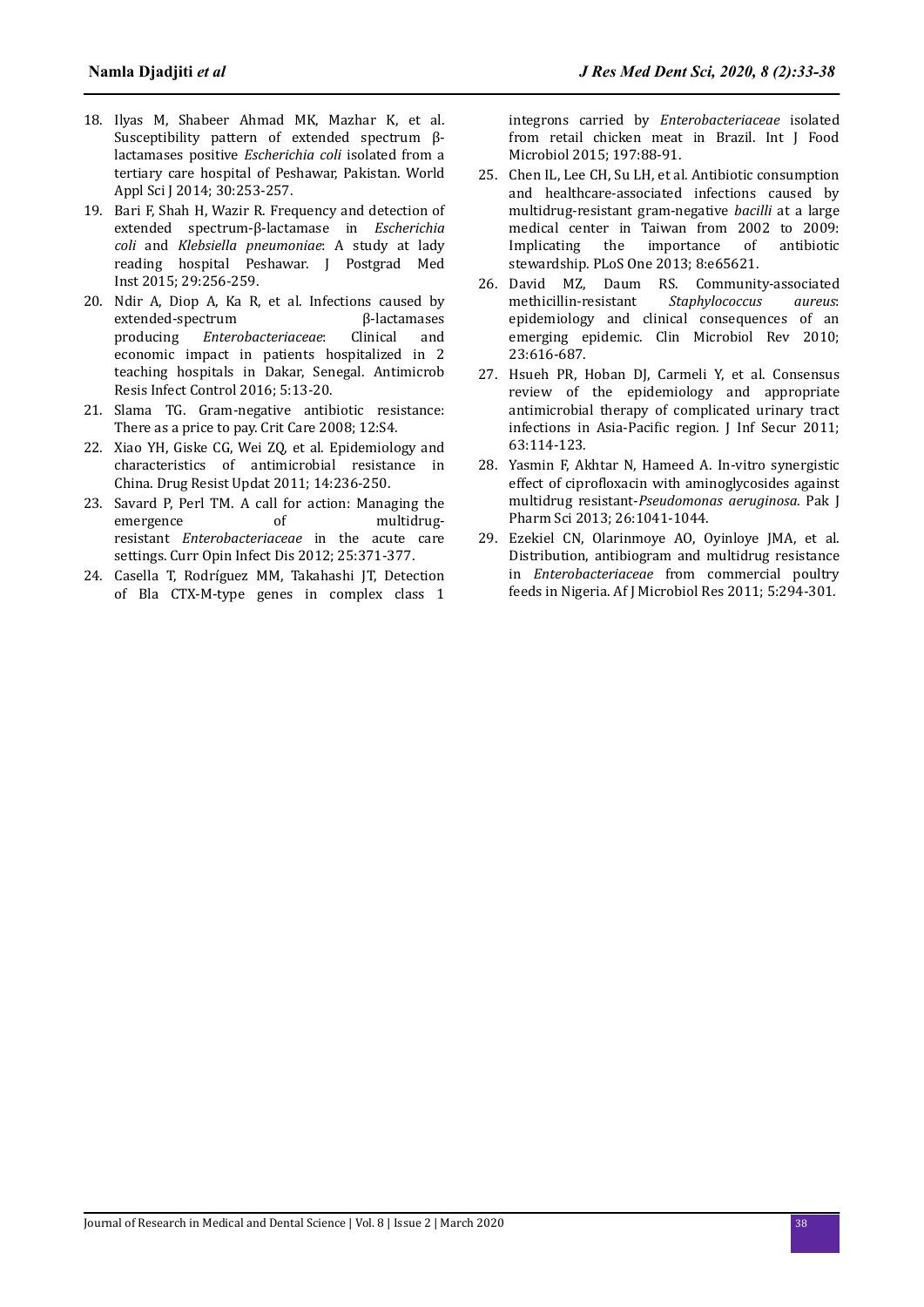18. Ilyas M, Shabeer Ahmad MK, Mazhar K, et al. Susceptibility pattern of extended spectrum β-lactamases positive *Escherichia coli* isolated from a tertiary care hospital of Peshawar, Pakistan. World Appl Sci J 2014; 30:253-257.
19. Bari F, Shah H, Wazir R. Frequency and detection of extended spectrum-β-lactamase in *Escherichia coli* and *Klebsiella pneumoniae*: A study at lady reading hospital Peshawar. J Postgrad Med Inst 2015; 29:256-259.
20. Ndir A, Diop A, Ka R, et al. Infections caused by extended-spectrum β-lactamases producing *Enterobacteriaceae*: Clinical and economic impact in patients hospitalized in 2 teaching hospitals in Dakar, Senegal. Antimicrob Resis Infect Control 2016; 5:13-20.
21. Slama TG. Gram-negative antibiotic resistance: There as a price to pay. Crit Care 2008; 12:S4.
22. Xiao YH, Giske CG, Wei ZQ, et al. Epidemiology and characteristics of antimicrobial resistance in China. Drug Resist Updat 2011; 14:236-250.
23. Savard P, Perl TM. A call for action: Managing the emergence of multidrug-resistant *Enterobacteriaceae* in the acute care settings. Curr Opin Infect Dis 2012; 25:371-377.
24. Casella T, Rodríguez MM, Takahashi JT, Detection of Bla CTX-M-type genes in complex class 1 integrons carried by *Enterobacteriaceae* isolated from retail chicken meat in Brazil. Int J Food Microbiol 2015; 197:88-91.
25. Chen IL, Lee CH, Su LH, et al. Antibiotic consumption and healthcare-associated infections caused by multidrug-resistant gram-negative *bacilli* at a large medical center in Taiwan from 2002 to 2009: Implicating the importance of antibiotic stewardship. PLoS One 2013; 8:e65621.
26. David MZ, Daum RS. Community-associated methicillin-resistant *Staphylococcus aureus*: epidemiology and clinical consequences of an emerging epidemic. Clin Microbiol Rev 2010; 23:616-687.
27. Hsueh PR, Hoban DJ, Carmeli Y, et al. Consensus review of the epidemiology and appropriate antimicrobial therapy of complicated urinary tract infections in Asia-Pacific region. J Inf Secur 2011; 63:114-123.
28. Yasmin F, Akhtar N, Hameed A. In-vitro synergistic effect of ciprofloxacin with aminoglycosides against multidrug resistant-*Pseudomonas aeruginosa*. Pak J Pharm Sci 2013; 26:1041-1044.
29. Ezekiel CN, Olarinmoye AO, Oyinloye JMA, et al. Distribution, antibiogram and multidrug resistance in *Enterobacteriaceae* from commercial poultry feeds in Nigeria. Af J Microbiol Res 2011; 5:294-301.